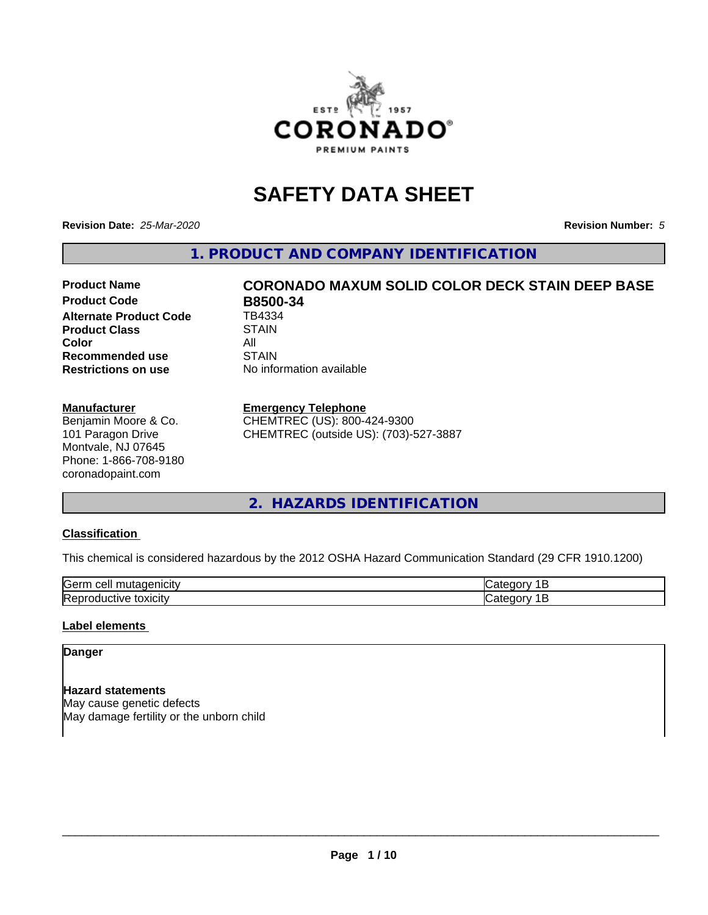# SAFETY DATA SHEET

**Revision Date:** *25-Mar-2020* **Revision Number:** *5*

## 1. PRODUCT AND COMPANY IDENTIFICATION

| | |
|---|---|
| **Product Name** | **CORONADO MAXUM SOLID COLOR DECK STAIN DEEP BASE** |
| **Product Code** | **B8500-34** |
| **Alternate Product Code** | TB4334 |
| **Product Class** | STAIN |
| **Color** | All |
| **Recommended use** | STAIN |
| **Restrictions on use** | No information available |

**Manufacturer**
Benjamin Moore & Co.
101 Paragon Drive
Montvale, NJ 07645
Phone: 1-866-708-9180
coronadopaint.com

**Emergency Telephone**
CHEMTREC (US): 800-424-9300
CHEMTREC (outside US): (703)-527-3887

## 2. HAZARDS IDENTIFICATION

### Classification

This chemical is considered hazardous by the 2012 OSHA Hazard Communication Standard (29 CFR 1910.1200)

| | |
|---|---|
| Germ cell mutagenicity | Category 1B |
| Reproductive toxicity | Category 1B |

### Label elements

**Danger**

**Hazard statements**
May cause genetic defects
May damage fertility or the unborn child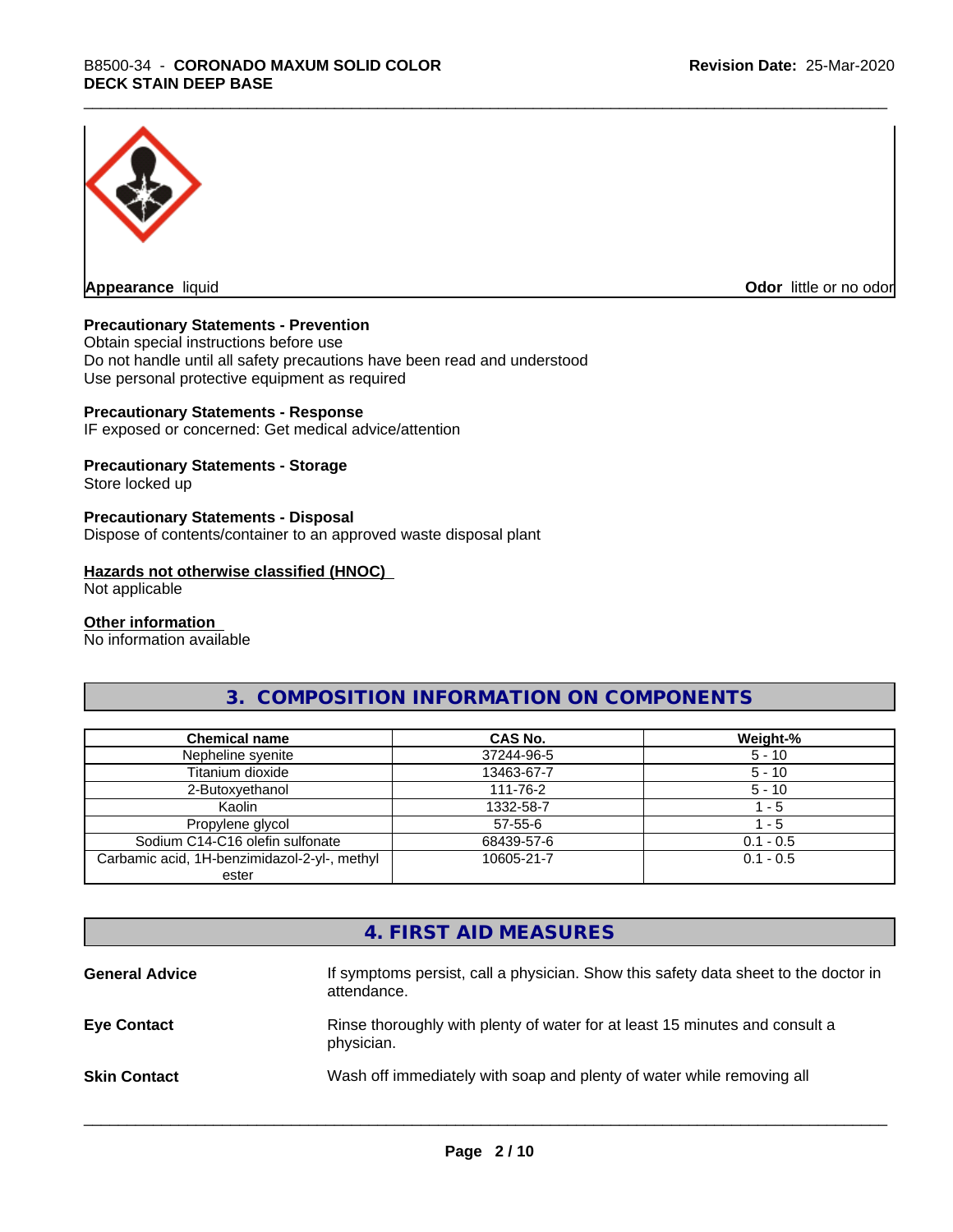**Appearance** liquid

**Odor** little or no odor

**Precautionary Statements - Prevention**

Obtain special instructions before use
Do not handle until all safety precautions have been read and understood
Use personal protective equipment as required

**Precautionary Statements - Response**

IF exposed or concerned: Get medical advice/attention

**Precautionary Statements - Storage**

Store locked up

**Precautionary Statements - Disposal**

Dispose of contents/container to an approved waste disposal plant

**Hazards not otherwise classified (HNOC)**

Not applicable

**Other information**

No information available

## 3. COMPOSITION INFORMATION ON COMPONENTS

| Chemical name | CAS No. | Weight-% |
|---|---|---|
| Nepheline syenite | 37244-96-5 | 5 - 10 |
| Titanium dioxide | 13463-67-7 | 5 - 10 |
| 2-Butoxyethanol | 111-76-2 | 5 - 10 |
| Kaolin | 1332-58-7 | 1 - 5 |
| Propylene glycol | 57-55-6 | 1 - 5 |
| Sodium C14-C16 olefin sulfonate | 68439-57-6 | 0.1 - 0.5 |
| Carbamic acid, 1H-benzimidazol-2-yl-, methyl ester | 10605-21-7 | 0.1 - 0.5 |

## 4. FIRST AID MEASURES

**General Advice** If symptoms persist, call a physician. Show this safety data sheet to the doctor in attendance.

**Eye Contact** Rinse thoroughly with plenty of water for at least 15 minutes and consult a physician.

**Skin Contact** Wash off immediately with soap and plenty of water while removing all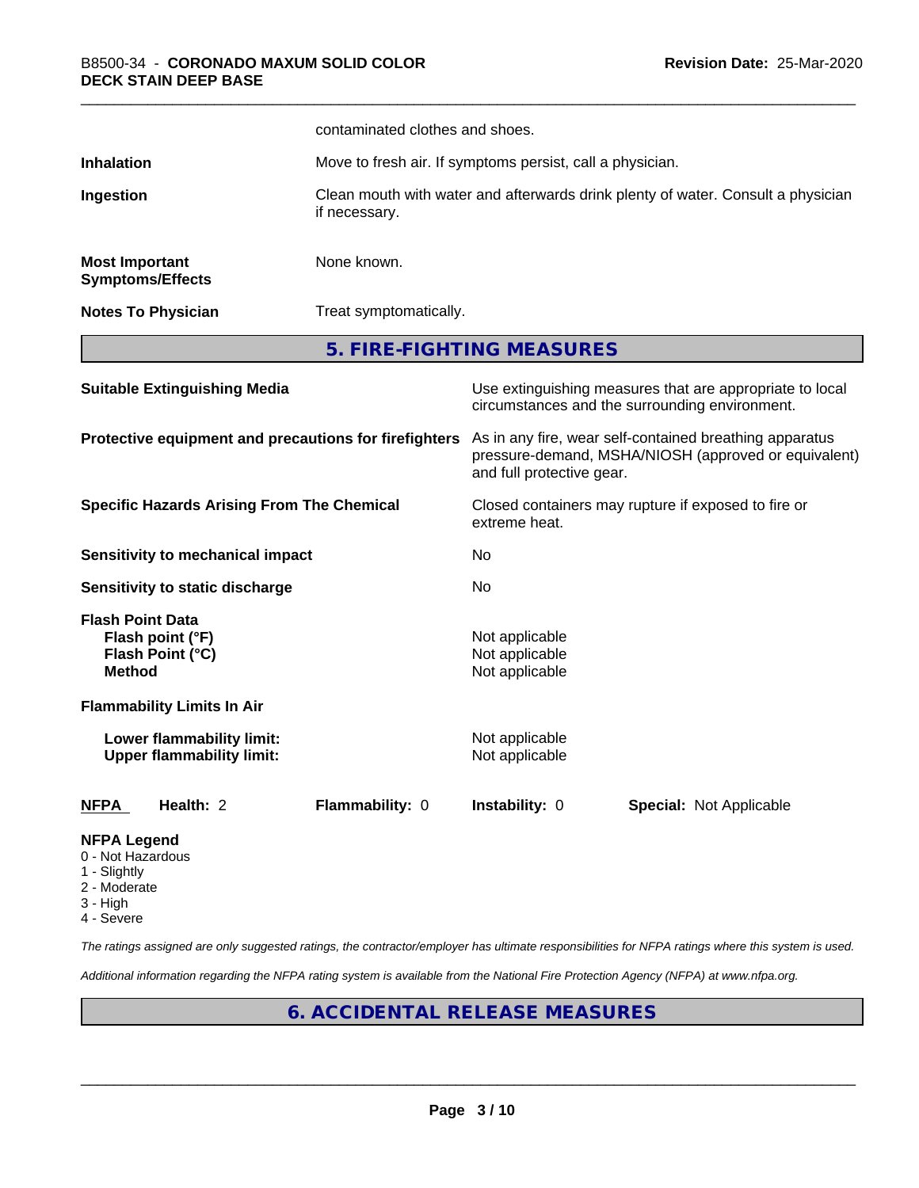| | |
|---|---|
| | contaminated clothes and shoes. |
| **Inhalation** | Move to fresh air. If symptoms persist, call a physician. |
| **Ingestion** | Clean mouth with water and afterwards drink plenty of water. Consult a physician if necessary. |
| **Most Important Symptoms/Effects** | None known. |
| **Notes To Physician** | Treat symptomatically. |

## 5. FIRE-FIGHTING MEASURES

| | |
|---|---|
| **Suitable Extinguishing Media** | Use extinguishing measures that are appropriate to local circumstances and the surrounding environment. |
| **Protective equipment and precautions for firefighters** | As in any fire, wear self-contained breathing apparatus pressure-demand, MSHA/NIOSH (approved or equivalent) and full protective gear. |
| **Specific Hazards Arising From The Chemical** | Closed containers may rupture if exposed to fire or extreme heat. |
| **Sensitivity to mechanical impact** | No |
| **Sensitivity to static discharge** | No |

**Flash Point Data**

| | |
|---|---|
| **Flash point (°F)** | Not applicable |
| **Flash Point (°C)** | Not applicable |
| **Method** | Not applicable |

**Flammability Limits In Air**

| | |
|---|---|
| **Lower flammability limit:** | Not applicable |
| **Upper flammability limit:** | Not applicable |

| **NFPA** | **Health:** 2 | **Flammability:** 0 | **Instability:** 0 | **Special:** Not Applicable |
|---|---|---|---|---|

**NFPA Legend**
- 0 - Not Hazardous
- 1 - Slightly
- 2 - Moderate
- 3 - High
- 4 - Severe

*The ratings assigned are only suggested ratings, the contractor/employer has ultimate responsibilities for NFPA ratings where this system is used.*

*Additional information regarding the NFPA rating system is available from the National Fire Protection Agency (NFPA) at www.nfpa.org.*

## 6. ACCIDENTAL RELEASE MEASURES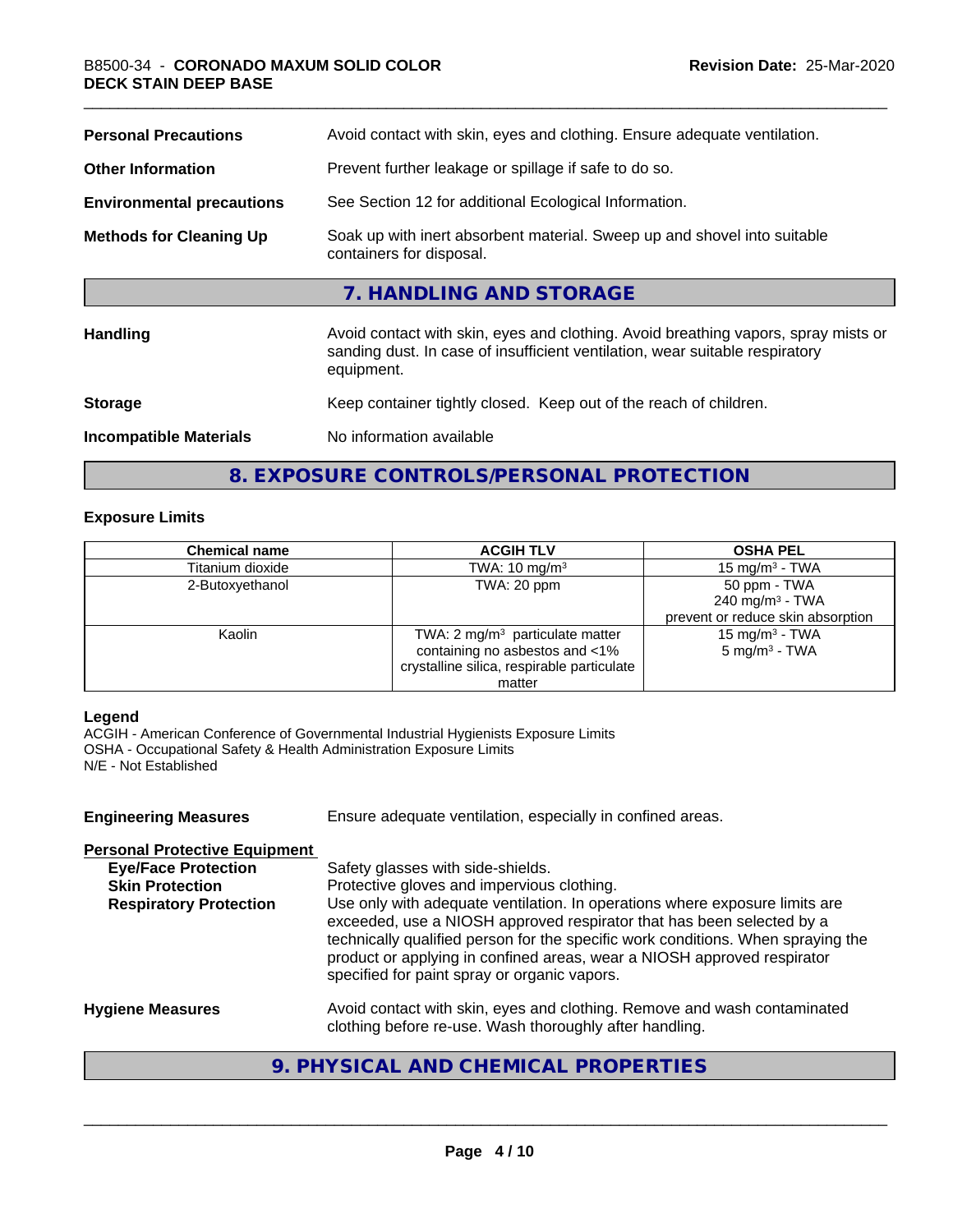| | |
|---|---|
| **Personal Precautions** | Avoid contact with skin, eyes and clothing. Ensure adequate ventilation. |
| **Other Information** | Prevent further leakage or spillage if safe to do so. |
| **Environmental precautions** | See Section 12 for additional Ecological Information. |
| **Methods for Cleaning Up** | Soak up with inert absorbent material. Sweep up and shovel into suitable containers for disposal. |

## 7. HANDLING AND STORAGE

| | |
|---|---|
| **Handling** | Avoid contact with skin, eyes and clothing. Avoid breathing vapors, spray mists or sanding dust. In case of insufficient ventilation, wear suitable respiratory equipment. |
| **Storage** | Keep container tightly closed. Keep out of the reach of children. |
| **Incompatible Materials** | No information available |

## 8. EXPOSURE CONTROLS/PERSONAL PROTECTION

### Exposure Limits

| Chemical name | ACGIH TLV | OSHA PEL |
|---|---|---|
| Titanium dioxide | TWA: 10 mg/m³ | 15 mg/m³ - TWA |
| 2-Butoxyethanol | TWA: 20 ppm | 50 ppm - TWA<br>240 mg/m³ - TWA<br>prevent or reduce skin absorption |
| Kaolin | TWA: 2 mg/m³ particulate matter containing no asbestos and <1% crystalline silica, respirable particulate matter | 15 mg/m³ - TWA<br>5 mg/m³ - TWA |

**Legend**
ACGIH - American Conference of Governmental Industrial Hygienists Exposure Limits
OSHA - Occupational Safety & Health Administration Exposure Limits
N/E - Not Established

**Engineering Measures** Ensure adequate ventilation, especially in confined areas.

**Personal Protective Equipment**

| | |
|---|---|
| **Eye/Face Protection** | Safety glasses with side-shields. |
| **Skin Protection** | Protective gloves and impervious clothing. |
| **Respiratory Protection** | Use only with adequate ventilation. In operations where exposure limits are exceeded, use a NIOSH approved respirator that has been selected by a technically qualified person for the specific work conditions. When spraying the product or applying in confined areas, wear a NIOSH approved respirator specified for paint spray or organic vapors. |
| **Hygiene Measures** | Avoid contact with skin, eyes and clothing. Remove and wash contaminated clothing before re-use. Wash thoroughly after handling. |

## 9. PHYSICAL AND CHEMICAL PROPERTIES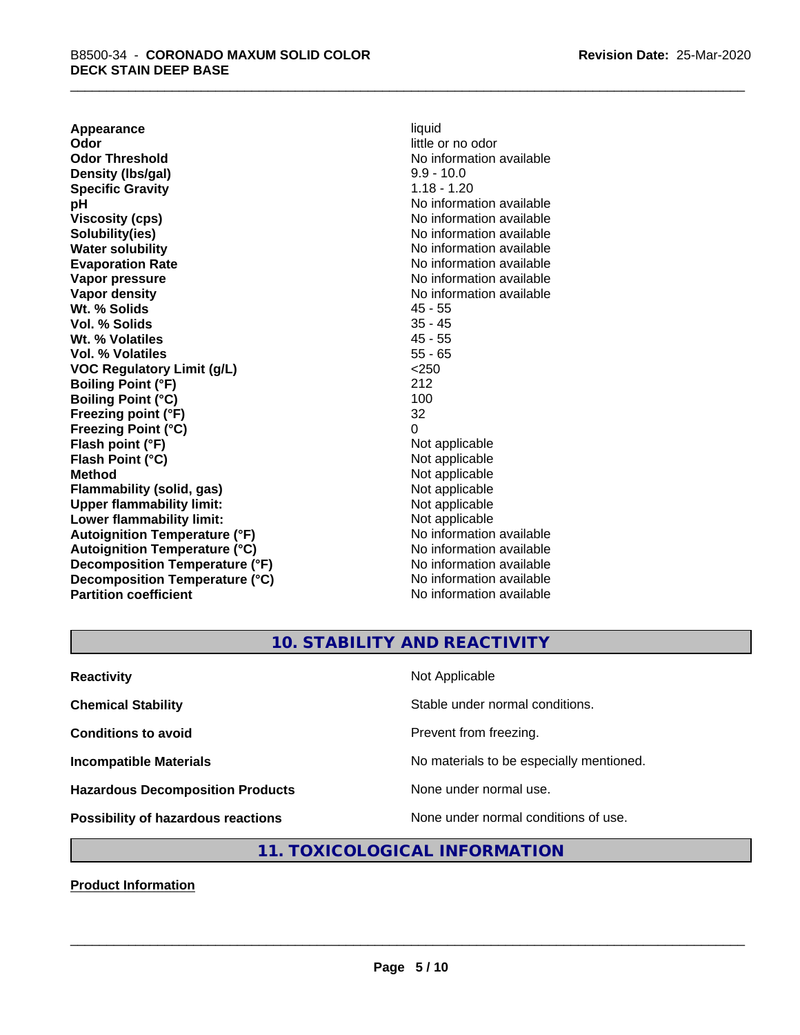| | |
|---|---|
| **Appearance** | liquid |
| **Odor** | little or no odor |
| **Odor Threshold** | No information available |
| **Density (lbs/gal)** | 9.9 - 10.0 |
| **Specific Gravity** | 1.18 - 1.20 |
| **pH** | No information available |
| **Viscosity (cps)** | No information available |
| **Solubility(ies)** | No information available |
| **Water solubility** | No information available |
| **Evaporation Rate** | No information available |
| **Vapor pressure** | No information available |
| **Vapor density** | No information available |
| **Wt. % Solids** | 45 - 55 |
| **Vol. % Solids** | 35 - 45 |
| **Wt. % Volatiles** | 45 - 55 |
| **Vol. % Volatiles** | 55 - 65 |
| **VOC Regulatory Limit (g/L)** | <250 |
| **Boiling Point (°F)** | 212 |
| **Boiling Point (°C)** | 100 |
| **Freezing point (°F)** | 32 |
| **Freezing Point (°C)** | 0 |
| **Flash point (°F)** | Not applicable |
| **Flash Point (°C)** | Not applicable |
| **Method** | Not applicable |
| **Flammability (solid, gas)** | Not applicable |
| **Upper flammability limit:** | Not applicable |
| **Lower flammability limit:** | Not applicable |
| **Autoignition Temperature (°F)** | No information available |
| **Autoignition Temperature (°C)** | No information available |
| **Decomposition Temperature (°F)** | No information available |
| **Decomposition Temperature (°C)** | No information available |
| **Partition coefficient** | No information available |

## 10. STABILITY AND REACTIVITY

| | |
|---|---|
| **Reactivity** | Not Applicable |
| **Chemical Stability** | Stable under normal conditions. |
| **Conditions to avoid** | Prevent from freezing. |
| **Incompatible Materials** | No materials to be especially mentioned. |
| **Hazardous Decomposition Products** | None under normal use. |
| **Possibility of hazardous reactions** | None under normal conditions of use. |

## 11. TOXICOLOGICAL INFORMATION

**Product Information**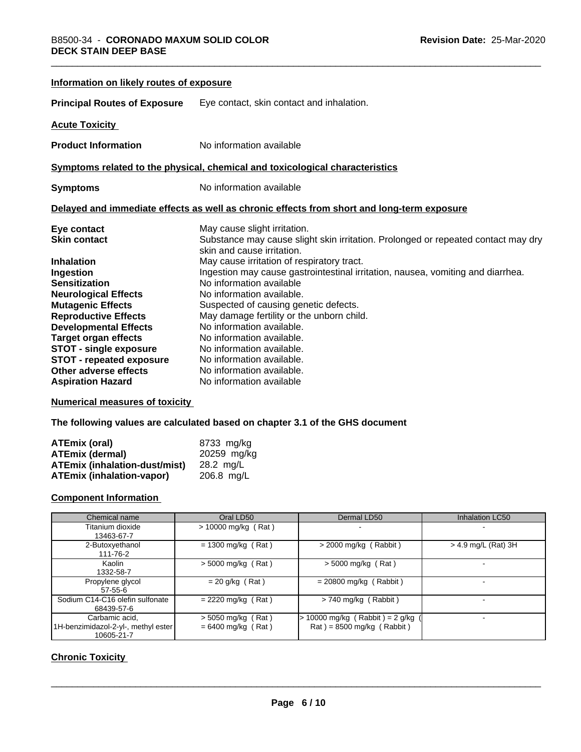**Information on likely routes of exposure**

**Principal Routes of Exposure** Eye contact, skin contact and inhalation.

**Acute Toxicity**

**Product Information** No information available

**Symptoms related to the physical, chemical and toxicological characteristics**

**Symptoms** No information available

**Delayed and immediate effects as well as chronic effects from short and long-term exposure**

**Eye contact** May cause slight irritation.
**Skin contact** Substance may cause slight skin irritation. Prolonged or repeated contact may dry skin and cause irritation.
**Inhalation** May cause irritation of respiratory tract.
**Ingestion** Ingestion may cause gastrointestinal irritation, nausea, vomiting and diarrhea.
**Sensitization** No information available
**Neurological Effects** No information available.
**Mutagenic Effects** Suspected of causing genetic defects.
**Reproductive Effects** May damage fertility or the unborn child.
**Developmental Effects** No information available.
**Target organ effects** No information available.
**STOT - single exposure** No information available.
**STOT - repeated exposure** No information available.
**Other adverse effects** No information available.
**Aspiration Hazard** No information available

**Numerical measures of toxicity**

**The following values are calculated based on chapter 3.1 of the GHS document**

**ATEmix (oral)** 8733 mg/kg
**ATEmix (dermal)** 20259 mg/kg
**ATEmix (inhalation-dust/mist)** 28.2 mg/L
**ATEmix (inhalation-vapor)** 206.8 mg/L

**Component Information**

| Chemical name | Oral LD50 | Dermal LD50 | Inhalation LC50 |
|---|---|---|---|
| Titanium dioxide<br>13463-67-7 | > 10000 mg/kg ( Rat ) | - | - |
| 2-Butoxyethanol<br>111-76-2 | = 1300 mg/kg ( Rat ) | > 2000 mg/kg ( Rabbit ) | > 4.9 mg/L (Rat) 3H |
| Kaolin<br>1332-58-7 | > 5000 mg/kg ( Rat ) | > 5000 mg/kg ( Rat ) | - |
| Propylene glycol<br>57-55-6 | = 20 g/kg ( Rat ) | = 20800 mg/kg ( Rabbit ) | - |
| Sodium C14-C16 olefin sulfonate<br>68439-57-6 | = 2220 mg/kg ( Rat ) | > 740 mg/kg ( Rabbit ) | - |
| Carbamic acid, 1H-benzimidazol-2-yl-, methyl ester<br>10605-21-7 | > 5050 mg/kg ( Rat )<br>= 6400 mg/kg ( Rat ) | > 10000 mg/kg ( Rabbit ) = 2 g/kg ( Rat ) = 8500 mg/kg ( Rabbit ) | - |

**Chronic Toxicity**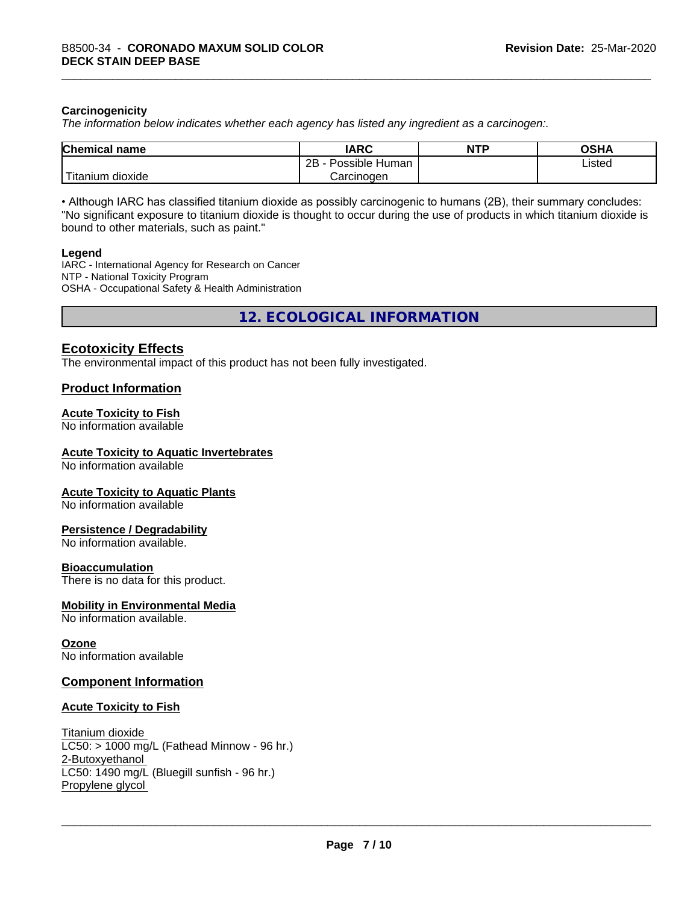**Carcinogenicity**

*The information below indicates whether each agency has listed any ingredient as a carcinogen:.*

| Chemical name | IARC | NTP | OSHA |
|---|---|---|---|
| Titanium dioxide | 2B - Possible Human Carcinogen | | Listed |

• Although IARC has classified titanium dioxide as possibly carcinogenic to humans (2B), their summary concludes: "No significant exposure to titanium dioxide is thought to occur during the use of products in which titanium dioxide is bound to other materials, such as paint."

**Legend**

IARC - International Agency for Research on Cancer
NTP - National Toxicity Program
OSHA - Occupational Safety & Health Administration

## 12. ECOLOGICAL INFORMATION

### Ecotoxicity Effects

The environmental impact of this product has not been fully investigated.

### Product Information

**Acute Toxicity to Fish**
No information available

**Acute Toxicity to Aquatic Invertebrates**
No information available

**Acute Toxicity to Aquatic Plants**
No information available

**Persistence / Degradability**
No information available.

**Bioaccumulation**
There is no data for this product.

**Mobility in Environmental Media**
No information available.

**Ozone**
No information available

### Component Information

**Acute Toxicity to Fish**

Titanium dioxide
LC50: > 1000 mg/L (Fathead Minnow - 96 hr.)
2-Butoxyethanol
LC50: 1490 mg/L (Bluegill sunfish - 96 hr.)
Propylene glycol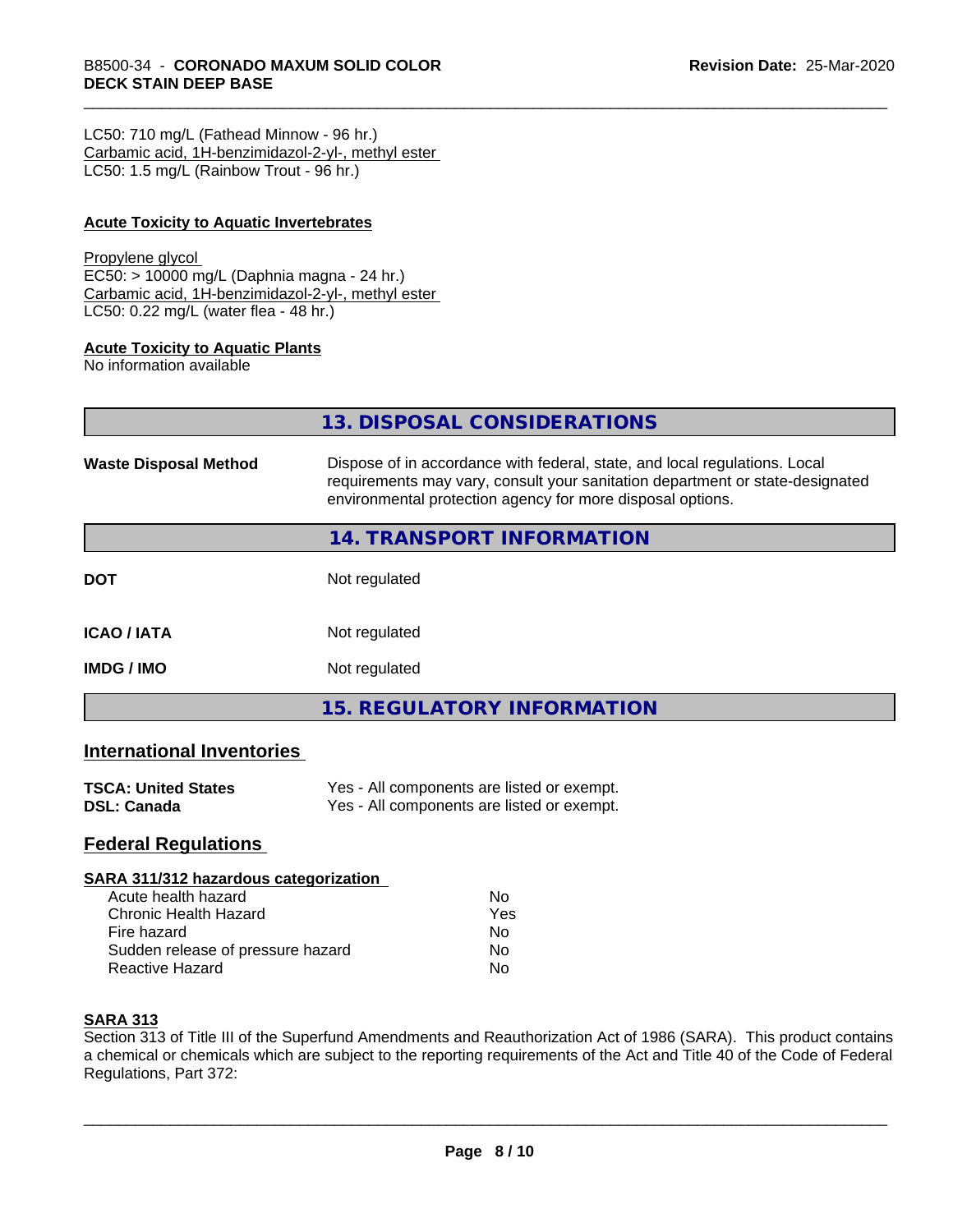LC50: 710 mg/L (Fathead Minnow - 96 hr.)
Carbamic acid, 1H-benzimidazol-2-yl-, methyl ester
LC50: 1.5 mg/L (Rainbow Trout - 96 hr.)

**Acute Toxicity to Aquatic Invertebrates**

Propylene glycol
EC50: > 10000 mg/L (Daphnia magna - 24 hr.)
Carbamic acid, 1H-benzimidazol-2-yl-, methyl ester
LC50: 0.22 mg/L (water flea - 48 hr.)

**Acute Toxicity to Aquatic Plants**
No information available

## 13. DISPOSAL CONSIDERATIONS

**Waste Disposal Method** Dispose of in accordance with federal, state, and local regulations. Local requirements may vary, consult your sanitation department or state-designated environmental protection agency for more disposal options.

## 14. TRANSPORT INFORMATION

| | |
|---|---|
| **DOT** | Not regulated |
| **ICAO / IATA** | Not regulated |
| **IMDG / IMO** | Not regulated |

## 15. REGULATORY INFORMATION

### International Inventories

| | |
|---|---|
| **TSCA: United States** | Yes - All components are listed or exempt. |
| **DSL: Canada** | Yes - All components are listed or exempt. |

### Federal Regulations

**SARA 311/312 hazardous categorization**

| | |
|---|---|
| Acute health hazard | No |
| Chronic Health Hazard | Yes |
| Fire hazard | No |
| Sudden release of pressure hazard | No |
| Reactive Hazard | No |

**SARA 313**
Section 313 of Title III of the Superfund Amendments and Reauthorization Act of 1986 (SARA). This product contains a chemical or chemicals which are subject to the reporting requirements of the Act and Title 40 of the Code of Federal Regulations, Part 372: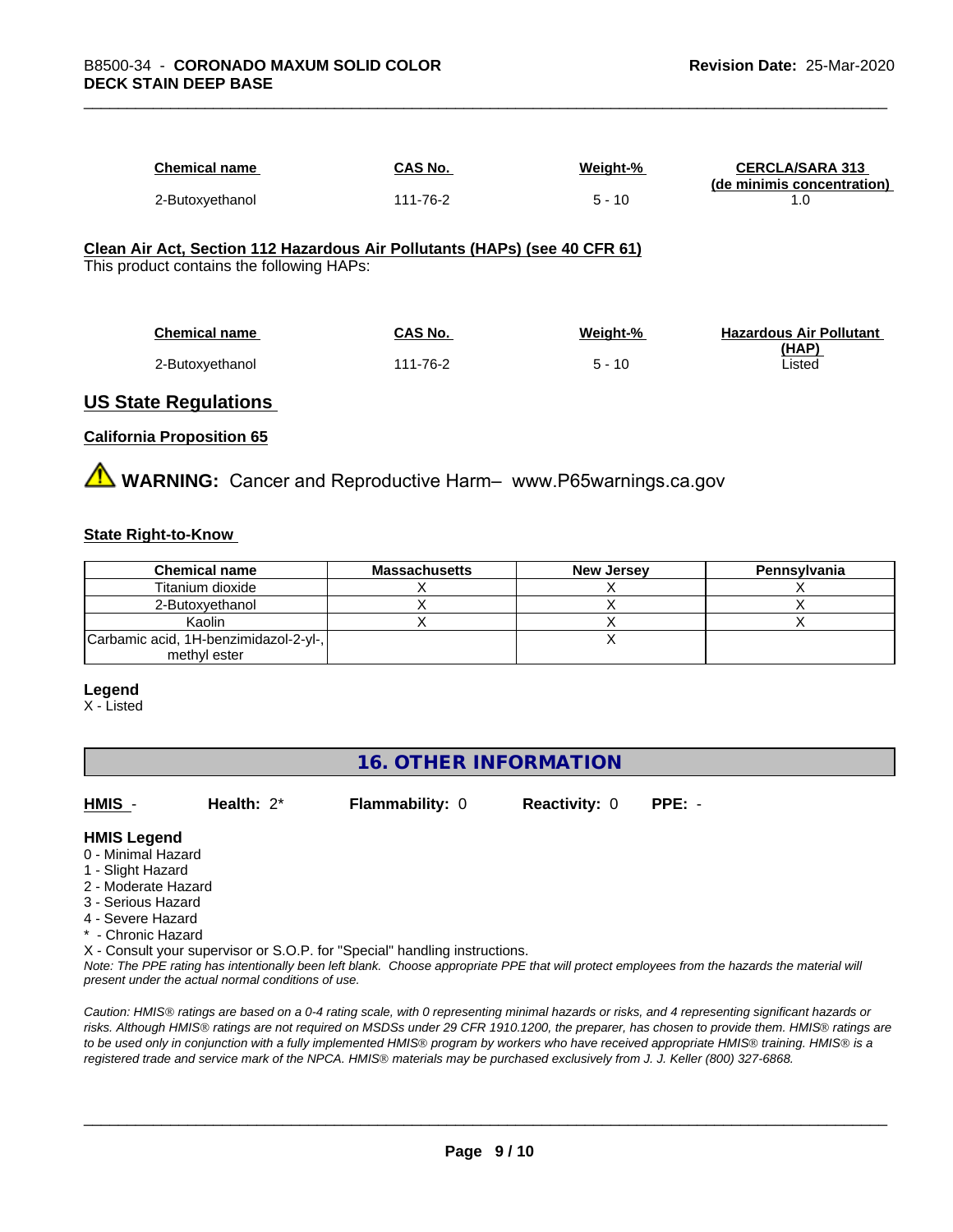| Chemical name | CAS No. | Weight-% | CERCLA/SARA 313 (de minimis concentration) |
|---|---|---|---|
| 2-Butoxyethanol | 111-76-2 | 5 - 10 | 1.0 |

**Clean Air Act, Section 112 Hazardous Air Pollutants (HAPs) (see 40 CFR 61)**

This product contains the following HAPs:

| Chemical name | CAS No. | Weight-% | Hazardous Air Pollutant (HAP) |
|---|---|---|---|
| 2-Butoxyethanol | 111-76-2 | 5 - 10 | Listed |

## US State Regulations

### California Proposition 65

⚠ **WARNING:** Cancer and Reproductive Harm– www.P65warnings.ca.gov

### State Right-to-Know

| Chemical name | Massachusetts | New Jersey | Pennsylvania |
|---|---|---|---|
| Titanium dioxide | X | X | X |
| 2-Butoxyethanol | X | X | X |
| Kaolin | X | X | X |
| Carbamic acid, 1H-benzimidazol-2-yl-, methyl ester | | X | |

**Legend**

X - Listed

## 16. OTHER INFORMATION

**HMIS** - **Health:** 2* **Flammability:** 0 **Reactivity:** 0 **PPE:** -

**HMIS Legend**

0 - Minimal Hazard
1 - Slight Hazard
2 - Moderate Hazard
3 - Serious Hazard
4 - Severe Hazard
* - Chronic Hazard
X - Consult your supervisor or S.O.P. for "Special" handling instructions.

*Note: The PPE rating has intentionally been left blank. Choose appropriate PPE that will protect employees from the hazards the material will present under the actual normal conditions of use.*

*Caution: HMIS® ratings are based on a 0-4 rating scale, with 0 representing minimal hazards or risks, and 4 representing significant hazards or risks. Although HMIS® ratings are not required on MSDSs under 29 CFR 1910.1200, the preparer, has chosen to provide them. HMIS® ratings are to be used only in conjunction with a fully implemented HMIS® program by workers who have received appropriate HMIS® training. HMIS® is a registered trade and service mark of the NPCA. HMIS® materials may be purchased exclusively from J. J. Keller (800) 327-6868.*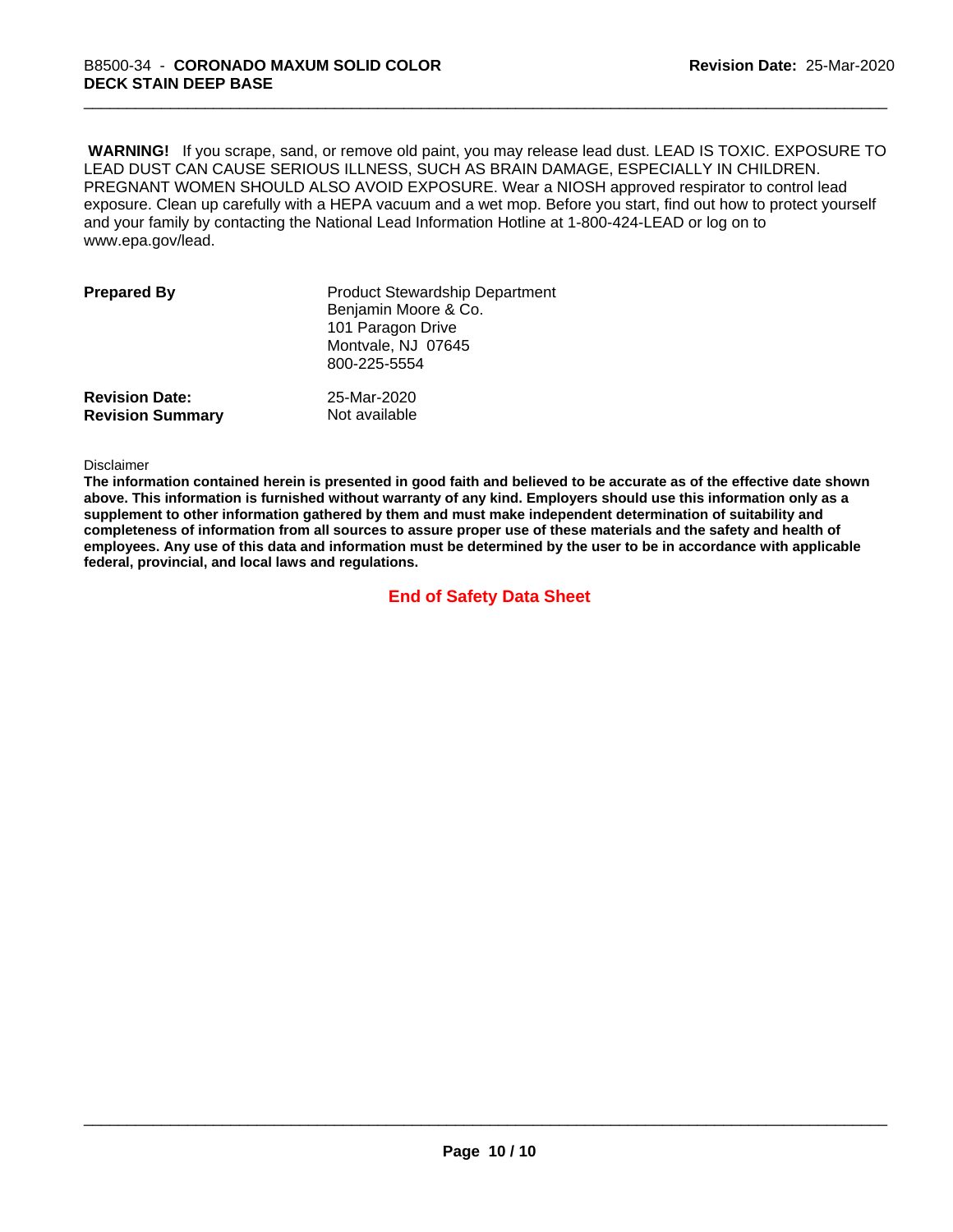**WARNING!** If you scrape, sand, or remove old paint, you may release lead dust. LEAD IS TOXIC. EXPOSURE TO LEAD DUST CAN CAUSE SERIOUS ILLNESS, SUCH AS BRAIN DAMAGE, ESPECIALLY IN CHILDREN. PREGNANT WOMEN SHOULD ALSO AVOID EXPOSURE. Wear a NIOSH approved respirator to control lead exposure. Clean up carefully with a HEPA vacuum and a wet mop. Before you start, find out how to protect yourself and your family by contacting the National Lead Information Hotline at 1-800-424-LEAD or log on to www.epa.gov/lead.

| | |
|---|---|
| **Prepared By** | Product Stewardship Department<br>Benjamin Moore & Co.<br>101 Paragon Drive<br>Montvale, NJ 07645<br>800-225-5554 |
| **Revision Date:** | 25-Mar-2020 |
| **Revision Summary** | Not available |

Disclaimer

**The information contained herein is presented in good faith and believed to be accurate as of the effective date shown above. This information is furnished without warranty of any kind. Employers should use this information only as a supplement to other information gathered by them and must make independent determination of suitability and completeness of information from all sources to assure proper use of these materials and the safety and health of employees. Any use of this data and information must be determined by the user to be in accordance with applicable federal, provincial, and local laws and regulations.**

**End of Safety Data Sheet**